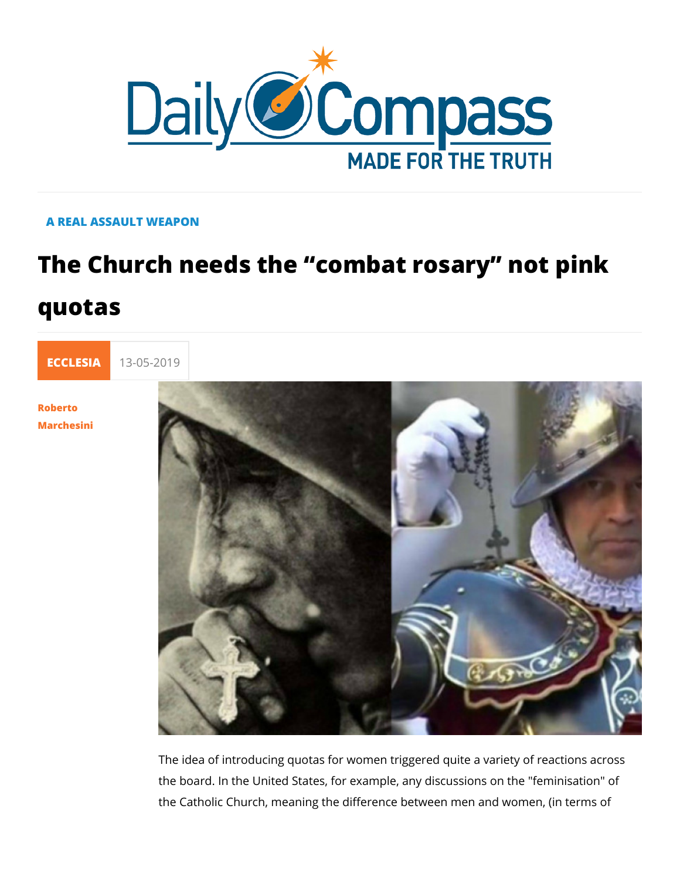A REAL ASSAULT WEAPON

# The Church needs the "combat rosary" not pink quotas

ECCLESIA 13-05-2019

Roberto Marchesini

The idea of introducing quotas for women triggered quite a variety of reactions across the board. In the United States, for example, any discussions on the "feminisation" of the Catholic Church, meaning the difference between men and women, (in terms of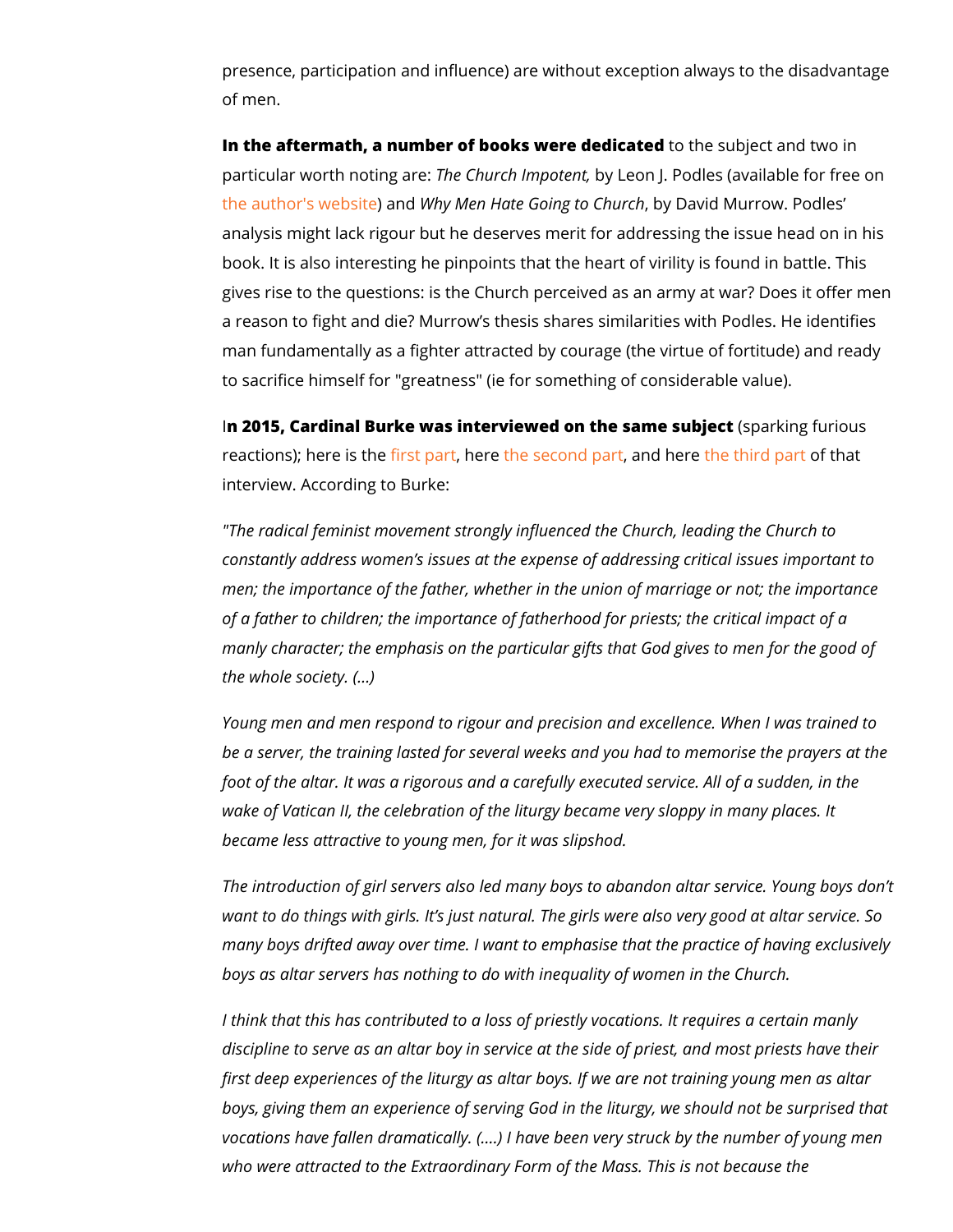presence, participation and influence) are without exception always to the disadvantage of men.

**In the aftermath, a number of books were dedicated** to the subject and two in particular worth noting are: *The Church Impotent,* by Leon J. Podles (available for free on the author's website) and *Why Men Hate Going to Church*, by David Murrow. Podles' analysis might lack rigour but he deserves merit for addressing the issue head on in his book. It is also interesting he pinpoints that the heart of virility is found in battle. This gives rise to the questions: is the Church perceived as an army at war? Does it offer men a reason to fight and die? Murrow's thesis shares similarities with Podles. He identifies man fundamentally as a fighter attracted by courage (the virtue of fortitude) and ready to sacrifice himself for "greatness" (ie for something of considerable value).

I**n 2015, Cardinal Burke was interviewed on the same subject** (sparking furious reactions); here is the first part, here the second part, and here the third part of that interview. According to Burke:

*"The radical feminist movement strongly influenced the Church, leading the Church to constantly address women's issues at the expense of addressing critical issues important to men; the importance of the father, whether in the union of marriage or not; the importance of a father to children; the importance of fatherhood for priests; the critical impact of a manly character; the emphasis on the particular gifts that God gives to men for the good of the whole society. (...)*

*Young men and men respond to rigour and precision and excellence. When I was trained to be a server, the training lasted for several weeks and you had to memorise the prayers at the foot of the altar. It was a rigorous and a carefully executed service. All of a sudden, in the wake of Vatican II, the celebration of the liturgy became very sloppy in many places. It became less attractive to young men, for it was slipshod.*

*The introduction of girl servers also led many boys to abandon altar service. Young boys don't want to do things with girls. It's just natural. The girls were also very good at altar service. So many boys drifted away over time. I want to emphasise that the practice of having exclusively boys as altar servers has nothing to do with inequality of women in the Church.*

*I think that this has contributed to a loss of priestly vocations. It requires a certain manly discipline to serve as an altar boy in service at the side of priest, and most priests have their first deep experiences of the liturgy as altar boys. If we are not training young men as altar boys, giving them an experience of serving God in the liturgy, we should not be surprised that vocations have fallen dramatically. (....) I have been very struck by the number of young men who were attracted to the Extraordinary Form of the Mass. This is not because the*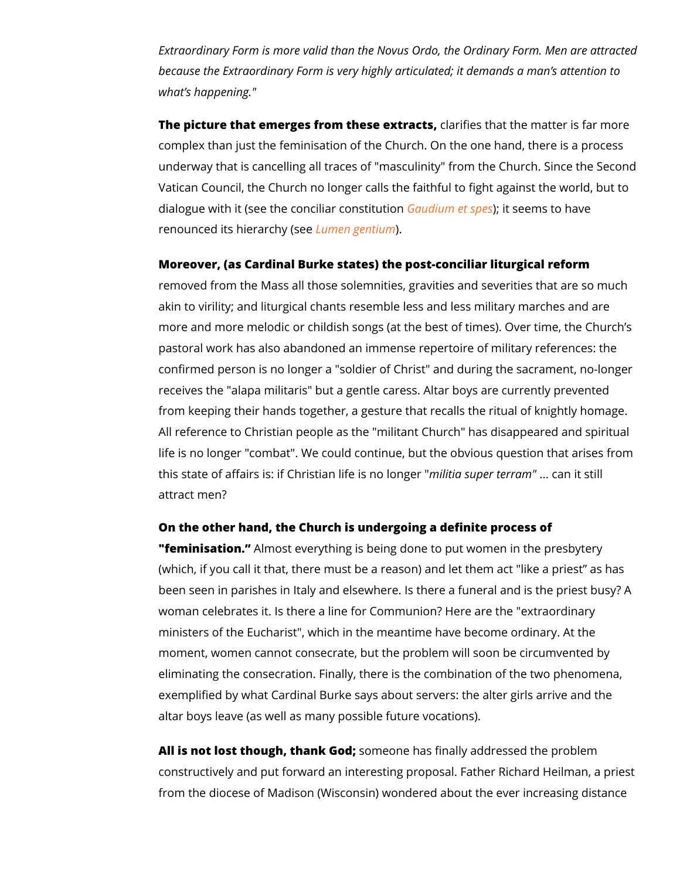*Extraordinary Form is more valid than the Novus Ordo, the Ordinary Form. Men are attracted because the Extraordinary Form is very highly articulated; it demands a man's attention to what's happening."*

**The picture that emerges from these extracts,** clarifies that the matter is far more complex than just the feminisation of the Church. On the one hand, there is a process underway that is cancelling all traces of "masculinity" from the Church. Since the Second Vatican Council, the Church no longer calls the faithful to fight against the world, but to dialogue with it (see the conciliar constitution *Gaudium et spes*); it seems to have renounced its hierarchy (see *Lumen gentium*).

**Moreover, (as Cardinal Burke states) the post-conciliar liturgical reform** removed from the Mass all those solemnities, gravities and severities that are so much akin to virility; and liturgical chants resemble less and less military marches and are more and more melodic or childish songs (at the best of times). Over time, the Church's pastoral work has also abandoned an immense repertoire of military references: the confirmed person is no longer a "soldier of Christ" and during the sacrament, no-longer receives the "alapa militaris" but a gentle caress. Altar boys are currently prevented from keeping their hands together, a gesture that recalls the ritual of knightly homage. All reference to Christian people as the "militant Church" has disappeared and spiritual life is no longer "combat". We could continue, but the obvious question that arises from this state of affairs is: if Christian life is no longer "*militia super terram*" ... can it still attract men?

**On the other hand, the Church is undergoing a definite process of "feminisation."** Almost everything is being done to put women in the presbytery (which, if you call it that, there must be a reason) and let them act "like a priest" as has been seen in parishes in Italy and elsewhere. Is there a funeral and is the priest busy? A woman celebrates it. Is there a line for Communion? Here are the "extraordinary ministers of the Eucharist", which in the meantime have become ordinary. At the moment, women cannot consecrate, but the problem will soon be circumvented by eliminating the consecration. Finally, there is the combination of the two phenomena, exemplified by what Cardinal Burke says about servers: the alter girls arrive and the altar boys leave (as well as many possible future vocations).

**All is not lost though, thank God;** someone has finally addressed the problem constructively and put forward an interesting proposal. Father Richard Heilman, a priest from the diocese of Madison (Wisconsin) wondered about the ever increasing distance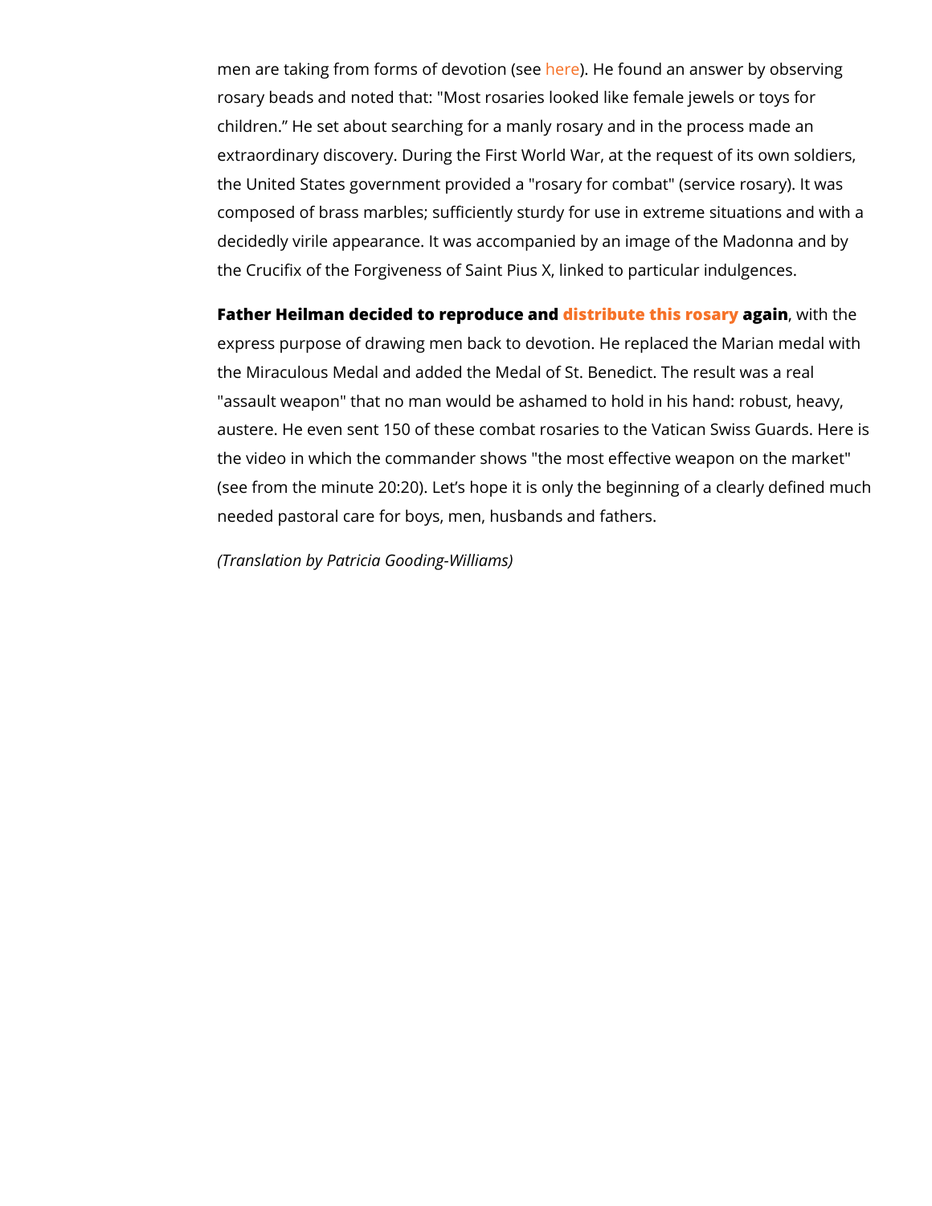men are taking from forms of devotion (see here). He found an answer by observing rosary beads and noted that: "Most rosaries looked like female jewels or toys for children." He set about searching for a manly rosary and in the process made an extraordinary discovery. During the First World War, at the request of its own soldiers, the United States government provided a "rosary for combat" (service rosary). It was composed of brass marbles; sufficiently sturdy for use in extreme situations and with a decidedly virile appearance. It was accompanied by an image of the Madonna and by the Crucifix of the Forgiveness of Saint Pius X, linked to particular indulgences.

**Father Heilman decided to reproduce and distribute this rosary again**, with the express purpose of drawing men back to devotion. He replaced the Marian medal with the Miraculous Medal and added the Medal of St. Benedict. The result was a real "assault weapon" that no man would be ashamed to hold in his hand: robust, heavy, austere. He even sent 150 of these combat rosaries to the Vatican Swiss Guards. Here is the video in which the commander shows "the most effective weapon on the market" (see from the minute 20:20). Let's hope it is only the beginning of a clearly defined much needed pastoral care for boys, men, husbands and fathers.

*(Translation by Patricia Gooding-Williams)*